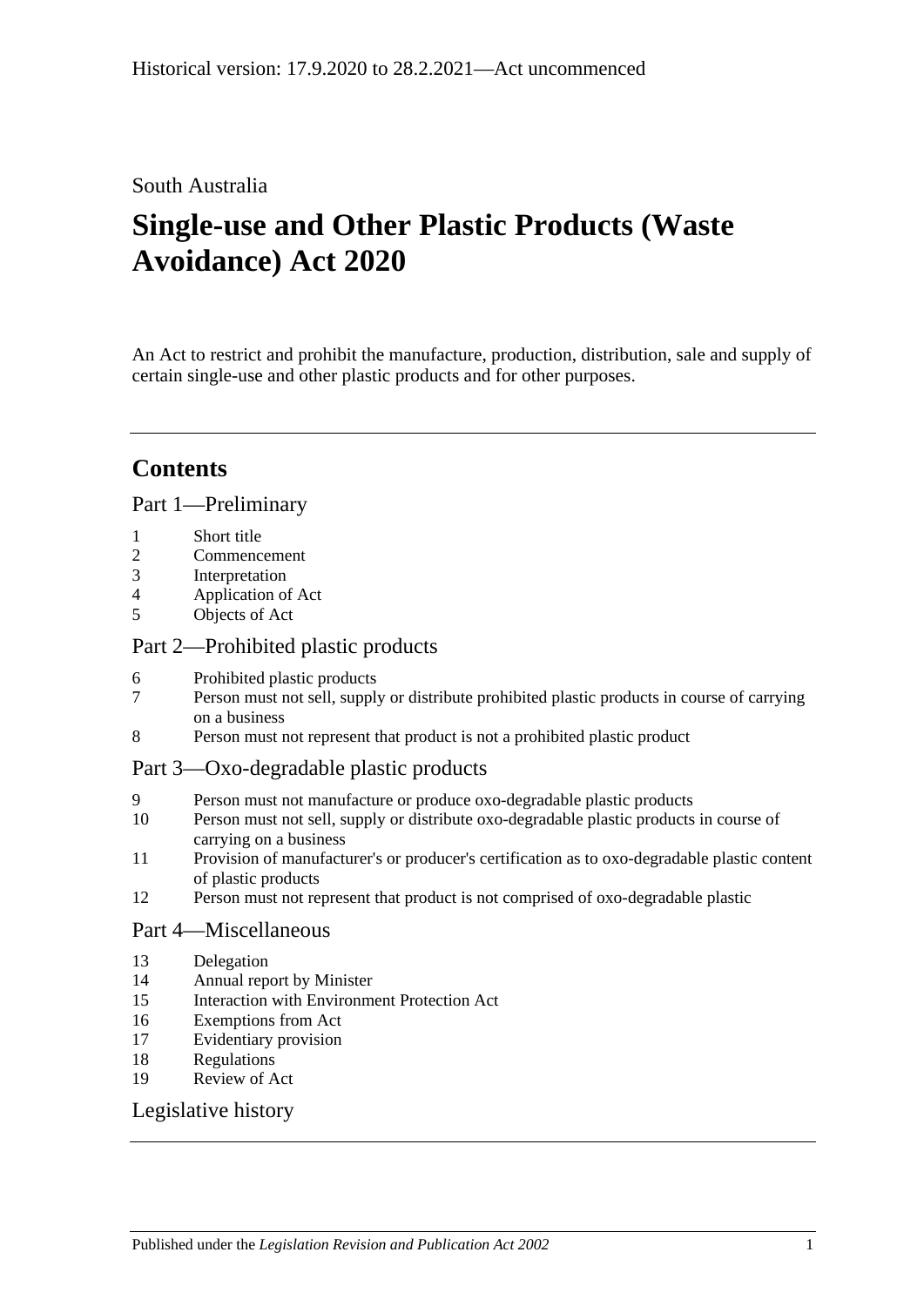Historical version: 17.9.2020 to 28.2.2021—Act uncommenced

South Australia

# Single-use and Other Plastic Products (Waste Avoidance) Act 2020

An Act to restrict and prohibit the manufacture, production, distribution, sale and supply of certain single-use and other plastic products and for other purposes.

## Contents

### Part 1—Preliminary

1 Short title
2 Commencement
3 Interpretation
4 Application of Act
5 Objects of Act

### Part 2—Prohibited plastic products

6 Prohibited plastic products
7 Person must not sell, supply or distribute prohibited plastic products in course of carrying on a business
8 Person must not represent that product is not a prohibited plastic product

### Part 3—Oxo-degradable plastic products

9 Person must not manufacture or produce oxo-degradable plastic products
10 Person must not sell, supply or distribute oxo-degradable plastic products in course of carrying on a business
11 Provision of manufacturer's or producer's certification as to oxo-degradable plastic content of plastic products
12 Person must not represent that product is not comprised of oxo-degradable plastic

### Part 4—Miscellaneous

13 Delegation
14 Annual report by Minister
15 Interaction with Environment Protection Act
16 Exemptions from Act
17 Evidentiary provision
18 Regulations
19 Review of Act

### Legislative history

Published under the *Legislation Revision and Publication Act 2002*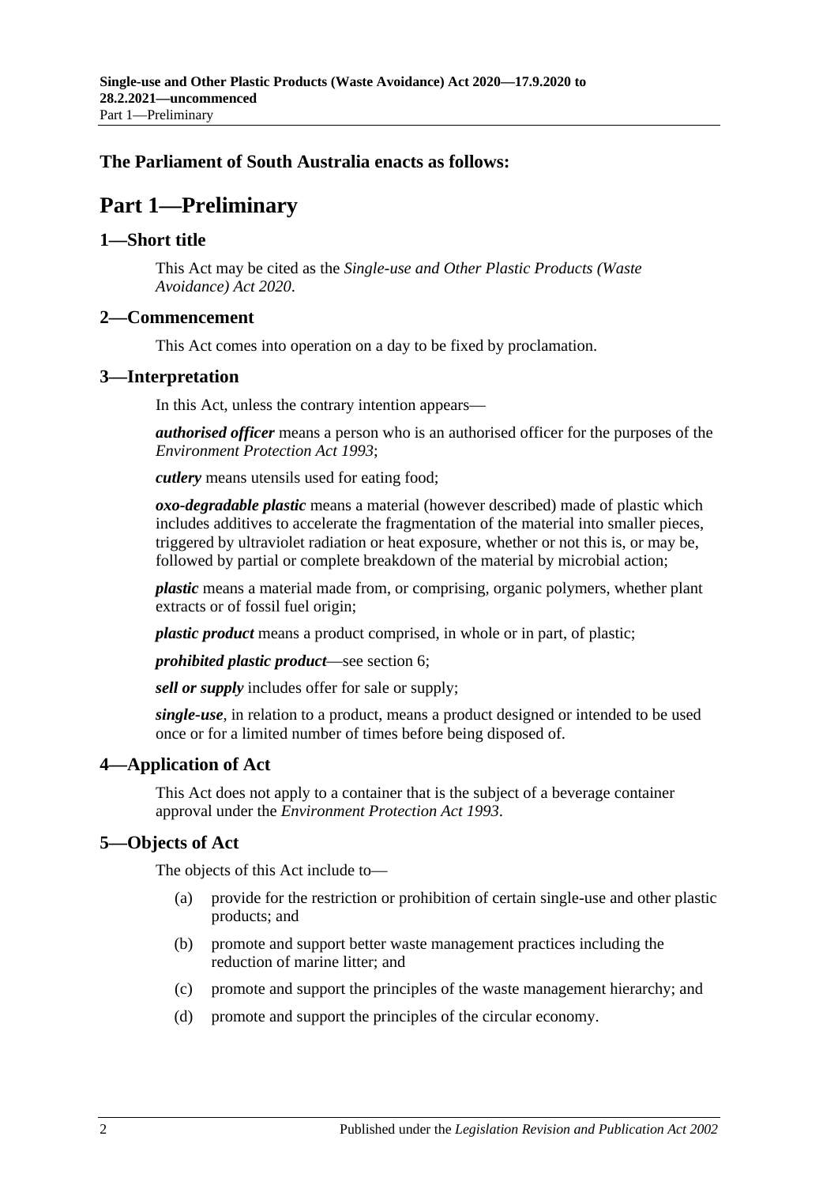**The Parliament of South Australia enacts as follows:**

# Part 1—Preliminary

## 1—Short title

This Act may be cited as the *Single-use and Other Plastic Products (Waste Avoidance) Act 2020*.

## 2—Commencement

This Act comes into operation on a day to be fixed by proclamation.

## 3—Interpretation

In this Act, unless the contrary intention appears—

***authorised officer*** means a person who is an authorised officer for the purposes of the *Environment Protection Act 1993*;

***cutlery*** means utensils used for eating food;

***oxo-degradable plastic*** means a material (however described) made of plastic which includes additives to accelerate the fragmentation of the material into smaller pieces, triggered by ultraviolet radiation or heat exposure, whether or not this is, or may be, followed by partial or complete breakdown of the material by microbial action;

***plastic*** means a material made from, or comprising, organic polymers, whether plant extracts or of fossil fuel origin;

***plastic product*** means a product comprised, in whole or in part, of plastic;

***prohibited plastic product***—see section 6;

***sell or supply*** includes offer for sale or supply;

***single-use***, in relation to a product, means a product designed or intended to be used once or for a limited number of times before being disposed of.

## 4—Application of Act

This Act does not apply to a container that is the subject of a beverage container approval under the *Environment Protection Act 1993*.

## 5—Objects of Act

The objects of this Act include to—

(a) provide for the restriction or prohibition of certain single-use and other plastic products; and

(b) promote and support better waste management practices including the reduction of marine litter; and

(c) promote and support the principles of the waste management hierarchy; and

(d) promote and support the principles of the circular economy.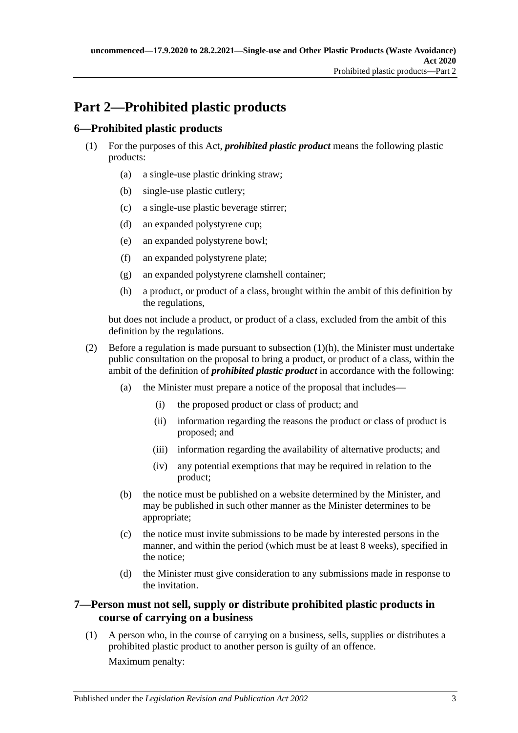# Part 2—Prohibited plastic products

## 6—Prohibited plastic products

(1) For the purposes of this Act, ***prohibited plastic product*** means the following plastic products:

(a) a single-use plastic drinking straw;

(b) single-use plastic cutlery;

(c) a single-use plastic beverage stirrer;

(d) an expanded polystyrene cup;

(e) an expanded polystyrene bowl;

(f) an expanded polystyrene plate;

(g) an expanded polystyrene clamshell container;

(h) a product, or product of a class, brought within the ambit of this definition by the regulations,

but does not include a product, or product of a class, excluded from the ambit of this definition by the regulations.

(2) Before a regulation is made pursuant to subsection (1)(h), the Minister must undertake public consultation on the proposal to bring a product, or product of a class, within the ambit of the definition of ***prohibited plastic product*** in accordance with the following:

(a) the Minister must prepare a notice of the proposal that includes—

(i) the proposed product or class of product; and

(ii) information regarding the reasons the product or class of product is proposed; and

(iii) information regarding the availability of alternative products; and

(iv) any potential exemptions that may be required in relation to the product;

(b) the notice must be published on a website determined by the Minister, and may be published in such other manner as the Minister determines to be appropriate;

(c) the notice must invite submissions to be made by interested persons in the manner, and within the period (which must be at least 8 weeks), specified in the notice;

(d) the Minister must give consideration to any submissions made in response to the invitation.

## 7—Person must not sell, supply or distribute prohibited plastic products in course of carrying on a business

(1) A person who, in the course of carrying on a business, sells, supplies or distributes a prohibited plastic product to another person is guilty of an offence.

Maximum penalty: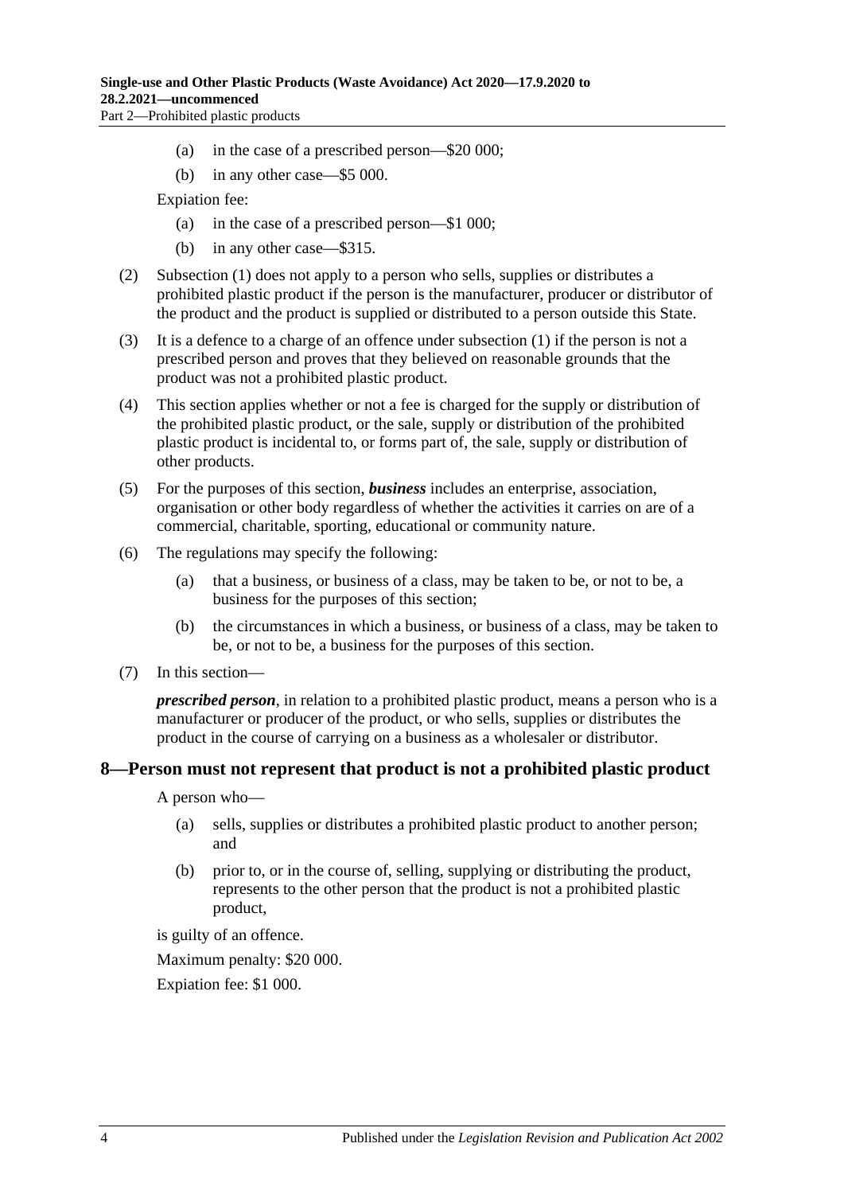(a) in the case of a prescribed person—$20 000;

(b) in any other case—$5 000.

Expiation fee:

(a) in the case of a prescribed person—$1 000;

(b) in any other case—$315.

(2) Subsection (1) does not apply to a person who sells, supplies or distributes a prohibited plastic product if the person is the manufacturer, producer or distributor of the product and the product is supplied or distributed to a person outside this State.

(3) It is a defence to a charge of an offence under subsection (1) if the person is not a prescribed person and proves that they believed on reasonable grounds that the product was not a prohibited plastic product.

(4) This section applies whether or not a fee is charged for the supply or distribution of the prohibited plastic product, or the sale, supply or distribution of the prohibited plastic product is incidental to, or forms part of, the sale, supply or distribution of other products.

(5) For the purposes of this section, ***business*** includes an enterprise, association, organisation or other body regardless of whether the activities it carries on are of a commercial, charitable, sporting, educational or community nature.

(6) The regulations may specify the following:

(a) that a business, or business of a class, may be taken to be, or not to be, a business for the purposes of this section;

(b) the circumstances in which a business, or business of a class, may be taken to be, or not to be, a business for the purposes of this section.

(7) In this section—

***prescribed person***, in relation to a prohibited plastic product, means a person who is a manufacturer or producer of the product, or who sells, supplies or distributes the product in the course of carrying on a business as a wholesaler or distributor.

## 8—Person must not represent that product is not a prohibited plastic product

A person who—

(a) sells, supplies or distributes a prohibited plastic product to another person; and

(b) prior to, or in the course of, selling, supplying or distributing the product, represents to the other person that the product is not a prohibited plastic product,

is guilty of an offence.

Maximum penalty: $20 000.

Expiation fee: $1 000.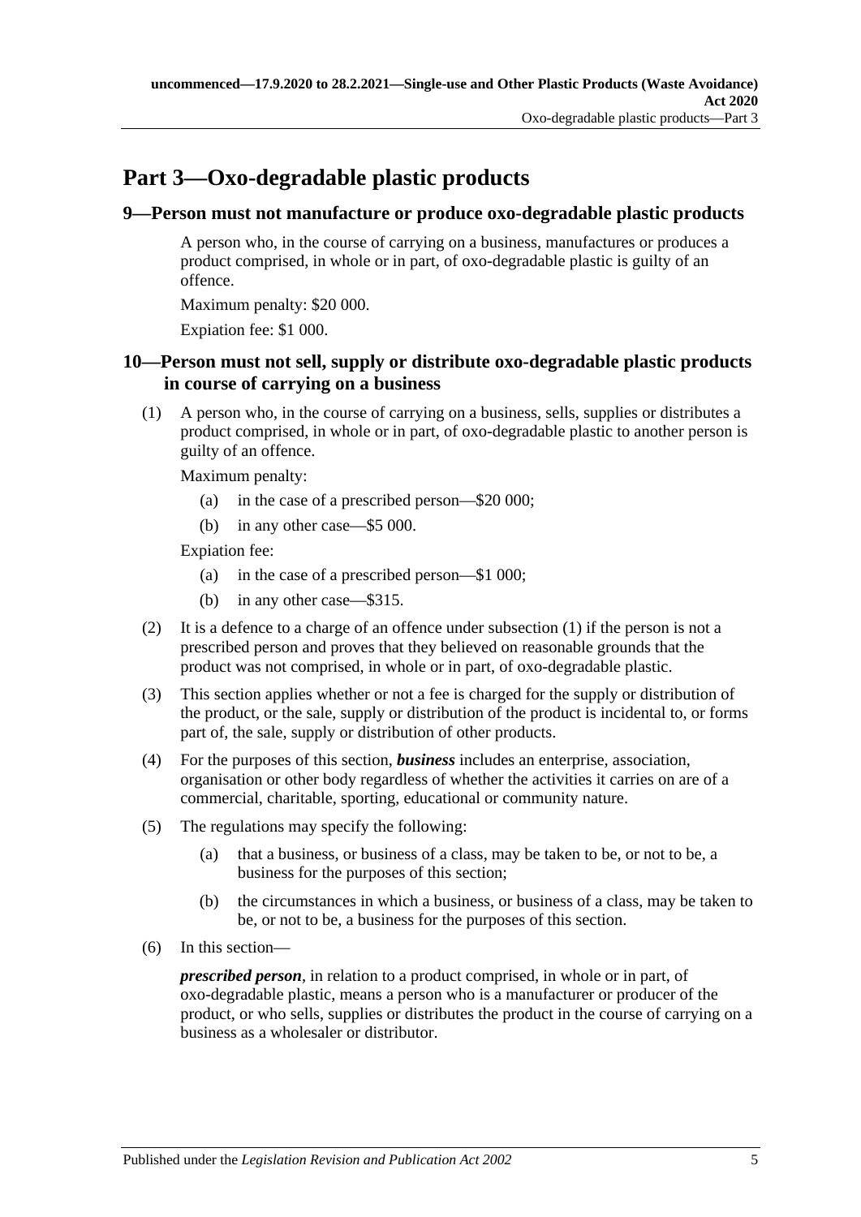# Part 3—Oxo-degradable plastic products

## 9—Person must not manufacture or produce oxo-degradable plastic products

A person who, in the course of carrying on a business, manufactures or produces a product comprised, in whole or in part, of oxo-degradable plastic is guilty of an offence.

Maximum penalty: $20 000.

Expiation fee: $1 000.

## 10—Person must not sell, supply or distribute oxo-degradable plastic products in course of carrying on a business

(1) A person who, in the course of carrying on a business, sells, supplies or distributes a product comprised, in whole or in part, of oxo-degradable plastic to another person is guilty of an offence.

Maximum penalty:

- (a) in the case of a prescribed person—$20 000;
- (b) in any other case—$5 000.

Expiation fee:

- (a) in the case of a prescribed person—$1 000;
- (b) in any other case—$315.

(2) It is a defence to a charge of an offence under subsection (1) if the person is not a prescribed person and proves that they believed on reasonable grounds that the product was not comprised, in whole or in part, of oxo-degradable plastic.

(3) This section applies whether or not a fee is charged for the supply or distribution of the product, or the sale, supply or distribution of the product is incidental to, or forms part of, the sale, supply or distribution of other products.

(4) For the purposes of this section, ***business*** includes an enterprise, association, organisation or other body regardless of whether the activities it carries on are of a commercial, charitable, sporting, educational or community nature.

(5) The regulations may specify the following:

- (a) that a business, or business of a class, may be taken to be, or not to be, a business for the purposes of this section;
- (b) the circumstances in which a business, or business of a class, may be taken to be, or not to be, a business for the purposes of this section.

(6) In this section—

***prescribed person***, in relation to a product comprised, in whole or in part, of oxo-degradable plastic, means a person who is a manufacturer or producer of the product, or who sells, supplies or distributes the product in the course of carrying on a business as a wholesaler or distributor.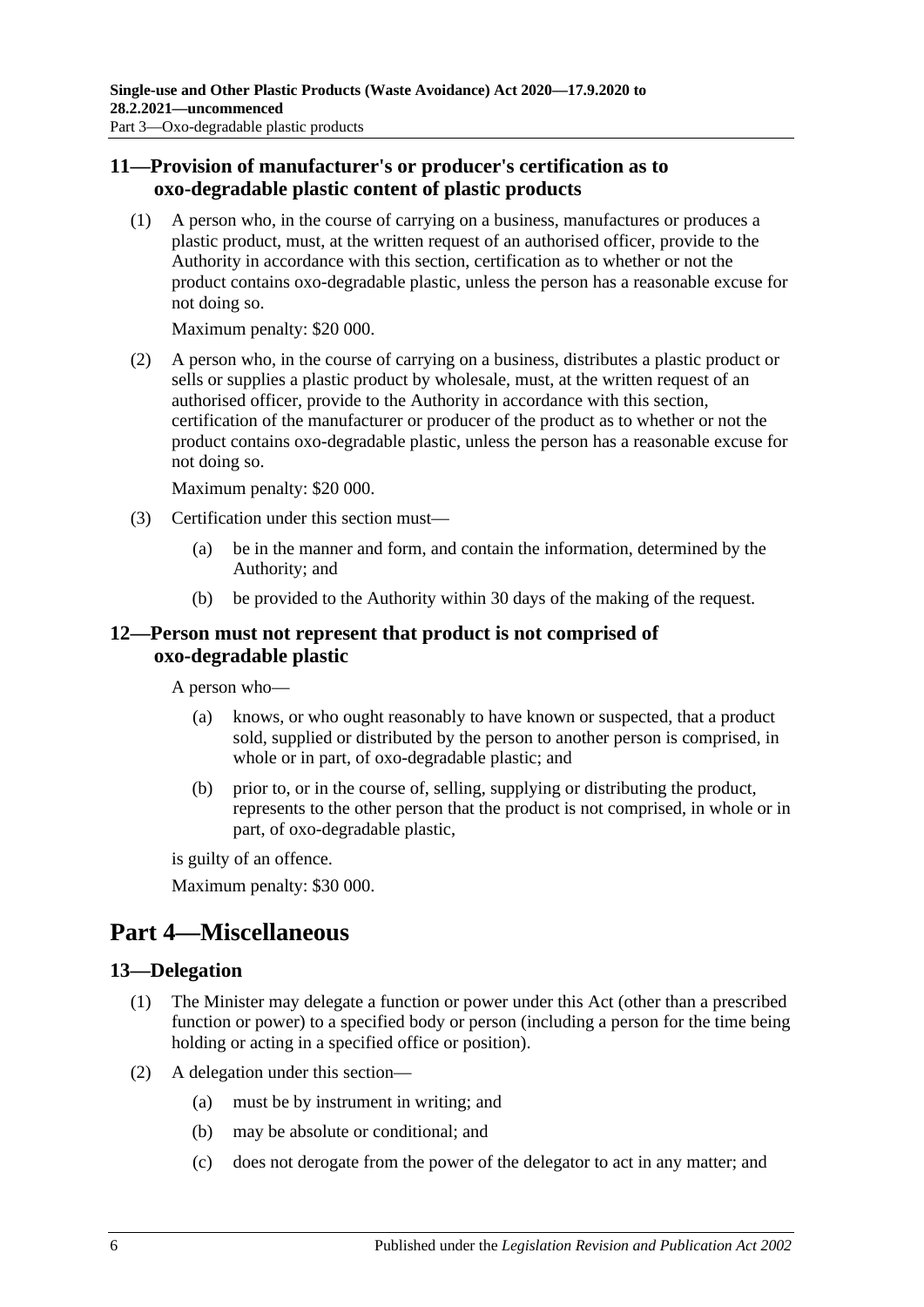## 11—Provision of manufacturer's or producer's certification as to oxo-degradable plastic content of plastic products

(1) A person who, in the course of carrying on a business, manufactures or produces a plastic product, must, at the written request of an authorised officer, provide to the Authority in accordance with this section, certification as to whether or not the product contains oxo-degradable plastic, unless the person has a reasonable excuse for not doing so.

Maximum penalty: $20 000.

(2) A person who, in the course of carrying on a business, distributes a plastic product or sells or supplies a plastic product by wholesale, must, at the written request of an authorised officer, provide to the Authority in accordance with this section, certification of the manufacturer or producer of the product as to whether or not the product contains oxo-degradable plastic, unless the person has a reasonable excuse for not doing so.

Maximum penalty: $20 000.

(3) Certification under this section must—

- (a) be in the manner and form, and contain the information, determined by the Authority; and
- (b) be provided to the Authority within 30 days of the making of the request.

## 12—Person must not represent that product is not comprised of oxo-degradable plastic

A person who—

- (a) knows, or who ought reasonably to have known or suspected, that a product sold, supplied or distributed by the person to another person is comprised, in whole or in part, of oxo-degradable plastic; and
- (b) prior to, or in the course of, selling, supplying or distributing the product, represents to the other person that the product is not comprised, in whole or in part, of oxo-degradable plastic,

is guilty of an offence.

Maximum penalty: $30 000.

# Part 4—Miscellaneous

## 13—Delegation

(1) The Minister may delegate a function or power under this Act (other than a prescribed function or power) to a specified body or person (including a person for the time being holding or acting in a specified office or position).

(2) A delegation under this section—

- (a) must be by instrument in writing; and
- (b) may be absolute or conditional; and
- (c) does not derogate from the power of the delegator to act in any matter; and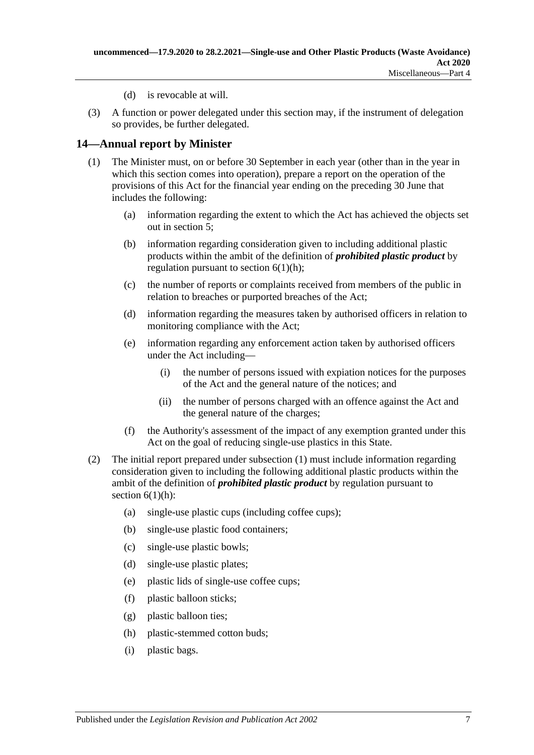(d) is revocable at will.

(3) A function or power delegated under this section may, if the instrument of delegation so provides, be further delegated.

## 14—Annual report by Minister

(1) The Minister must, on or before 30 September in each year (other than in the year in which this section comes into operation), prepare a report on the operation of the provisions of this Act for the financial year ending on the preceding 30 June that includes the following:

- (a) information regarding the extent to which the Act has achieved the objects set out in section 5;
- (b) information regarding consideration given to including additional plastic products within the ambit of the definition of ***prohibited plastic product*** by regulation pursuant to section 6(1)(h);
- (c) the number of reports or complaints received from members of the public in relation to breaches or purported breaches of the Act;
- (d) information regarding the measures taken by authorised officers in relation to monitoring compliance with the Act;
- (e) information regarding any enforcement action taken by authorised officers under the Act including—
  - (i) the number of persons issued with expiation notices for the purposes of the Act and the general nature of the notices; and
  - (ii) the number of persons charged with an offence against the Act and the general nature of the charges;
- (f) the Authority's assessment of the impact of any exemption granted under this Act on the goal of reducing single-use plastics in this State.

(2) The initial report prepared under subsection (1) must include information regarding consideration given to including the following additional plastic products within the ambit of the definition of ***prohibited plastic product*** by regulation pursuant to section 6(1)(h):

- (a) single-use plastic cups (including coffee cups);
- (b) single-use plastic food containers;
- (c) single-use plastic bowls;
- (d) single-use plastic plates;
- (e) plastic lids of single-use coffee cups;
- (f) plastic balloon sticks;
- (g) plastic balloon ties;
- (h) plastic-stemmed cotton buds;
- (i) plastic bags.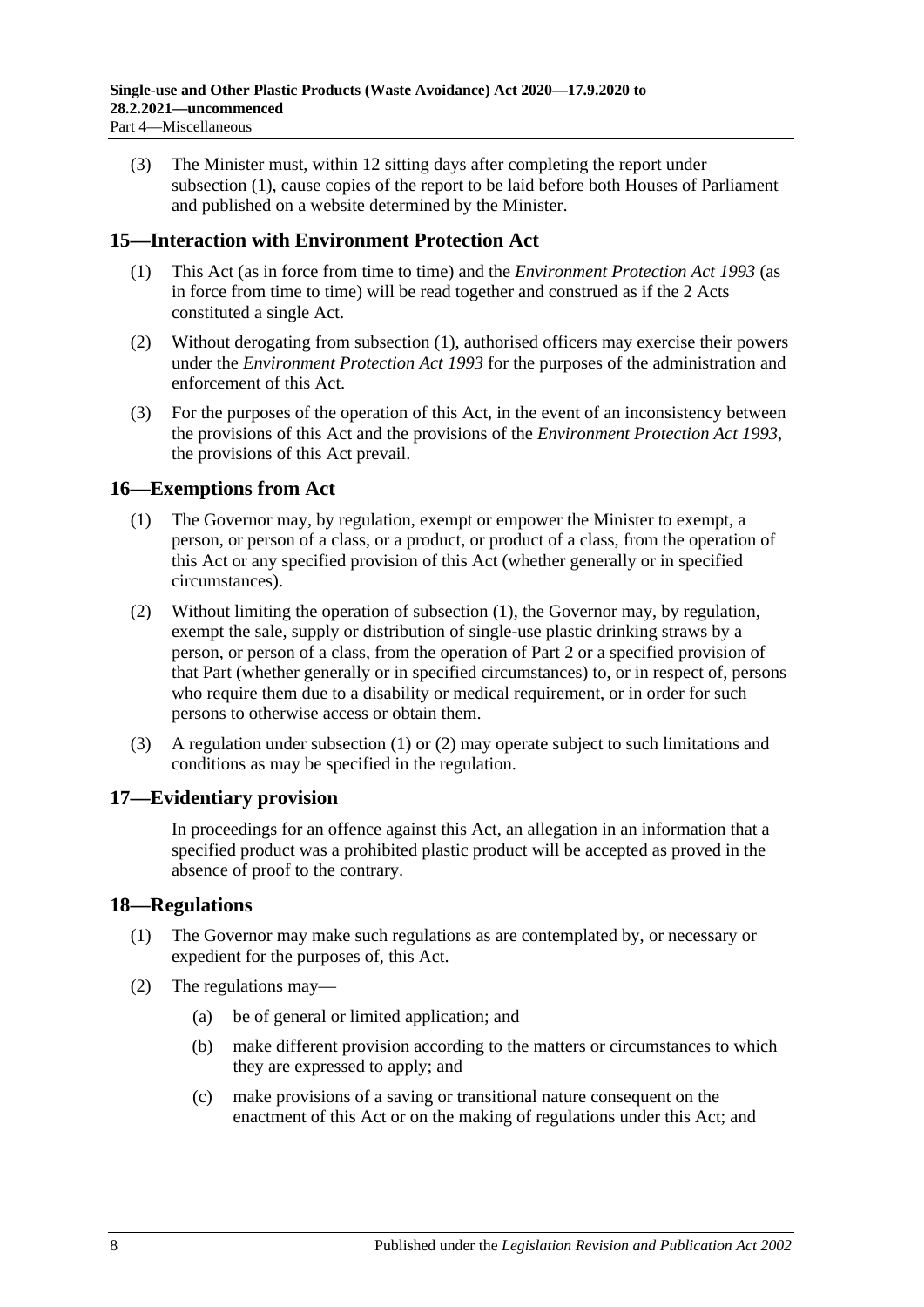(3) The Minister must, within 12 sitting days after completing the report under subsection (1), cause copies of the report to be laid before both Houses of Parliament and published on a website determined by the Minister.

## 15—Interaction with Environment Protection Act

(1) This Act (as in force from time to time) and the *Environment Protection Act 1993* (as in force from time to time) will be read together and construed as if the 2 Acts constituted a single Act.

(2) Without derogating from subsection (1), authorised officers may exercise their powers under the *Environment Protection Act 1993* for the purposes of the administration and enforcement of this Act.

(3) For the purposes of the operation of this Act, in the event of an inconsistency between the provisions of this Act and the provisions of the *Environment Protection Act 1993*, the provisions of this Act prevail.

## 16—Exemptions from Act

(1) The Governor may, by regulation, exempt or empower the Minister to exempt, a person, or person of a class, or a product, or product of a class, from the operation of this Act or any specified provision of this Act (whether generally or in specified circumstances).

(2) Without limiting the operation of subsection (1), the Governor may, by regulation, exempt the sale, supply or distribution of single-use plastic drinking straws by a person, or person of a class, from the operation of Part 2 or a specified provision of that Part (whether generally or in specified circumstances) to, or in respect of, persons who require them due to a disability or medical requirement, or in order for such persons to otherwise access or obtain them.

(3) A regulation under subsection (1) or (2) may operate subject to such limitations and conditions as may be specified in the regulation.

## 17—Evidentiary provision

In proceedings for an offence against this Act, an allegation in an information that a specified product was a prohibited plastic product will be accepted as proved in the absence of proof to the contrary.

## 18—Regulations

(1) The Governor may make such regulations as are contemplated by, or necessary or expedient for the purposes of, this Act.

(2) The regulations may—

(a) be of general or limited application; and

(b) make different provision according to the matters or circumstances to which they are expressed to apply; and

(c) make provisions of a saving or transitional nature consequent on the enactment of this Act or on the making of regulations under this Act; and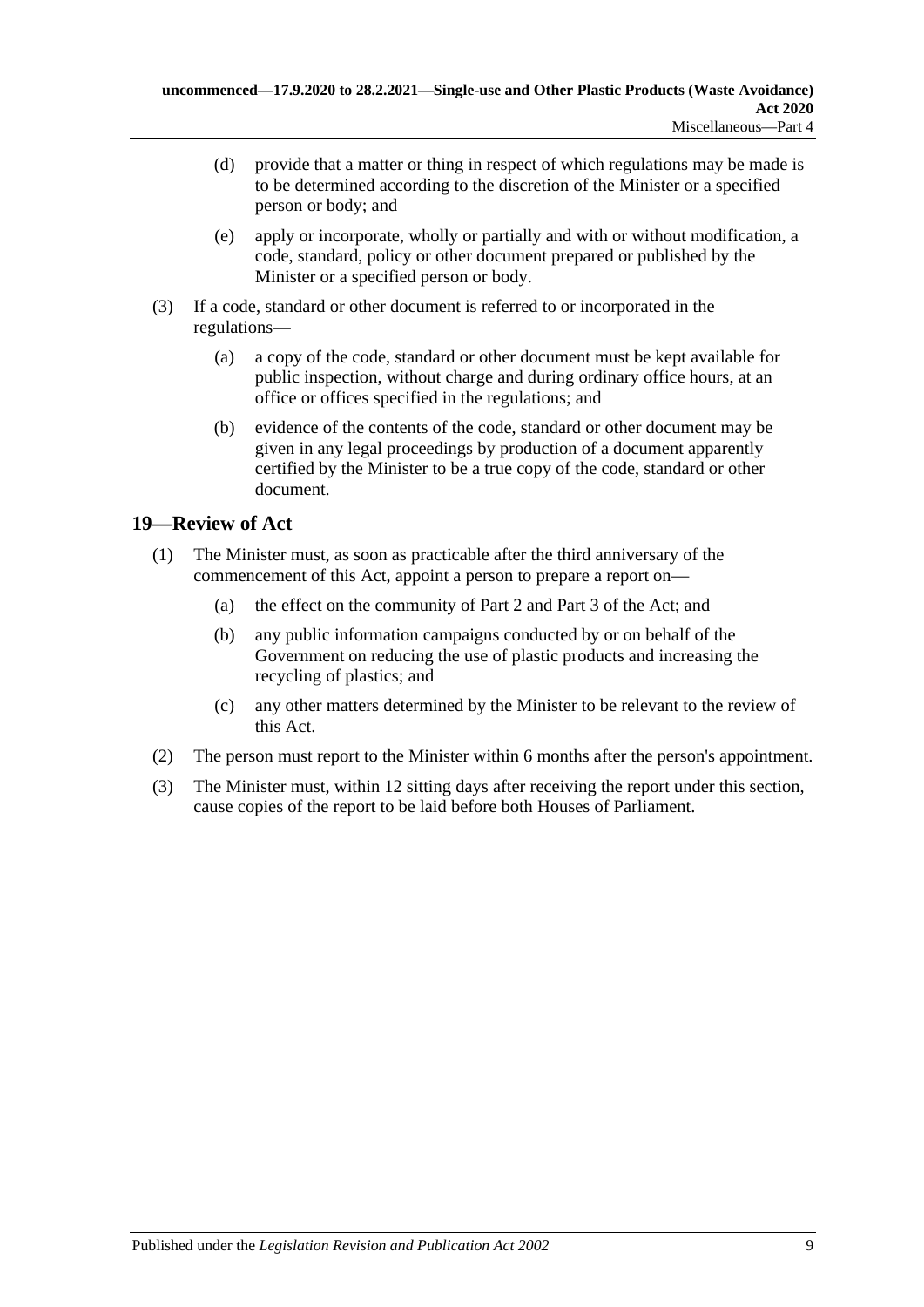(d) provide that a matter or thing in respect of which regulations may be made is to be determined according to the discretion of the Minister or a specified person or body; and

(e) apply or incorporate, wholly or partially and with or without modification, a code, standard, policy or other document prepared or published by the Minister or a specified person or body.

(3) If a code, standard or other document is referred to or incorporated in the regulations—

(a) a copy of the code, standard or other document must be kept available for public inspection, without charge and during ordinary office hours, at an office or offices specified in the regulations; and

(b) evidence of the contents of the code, standard or other document may be given in any legal proceedings by production of a document apparently certified by the Minister to be a true copy of the code, standard or other document.

## 19—Review of Act

(1) The Minister must, as soon as practicable after the third anniversary of the commencement of this Act, appoint a person to prepare a report on—

(a) the effect on the community of Part 2 and Part 3 of the Act; and

(b) any public information campaigns conducted by or on behalf of the Government on reducing the use of plastic products and increasing the recycling of plastics; and

(c) any other matters determined by the Minister to be relevant to the review of this Act.

(2) The person must report to the Minister within 6 months after the person's appointment.

(3) The Minister must, within 12 sitting days after receiving the report under this section, cause copies of the report to be laid before both Houses of Parliament.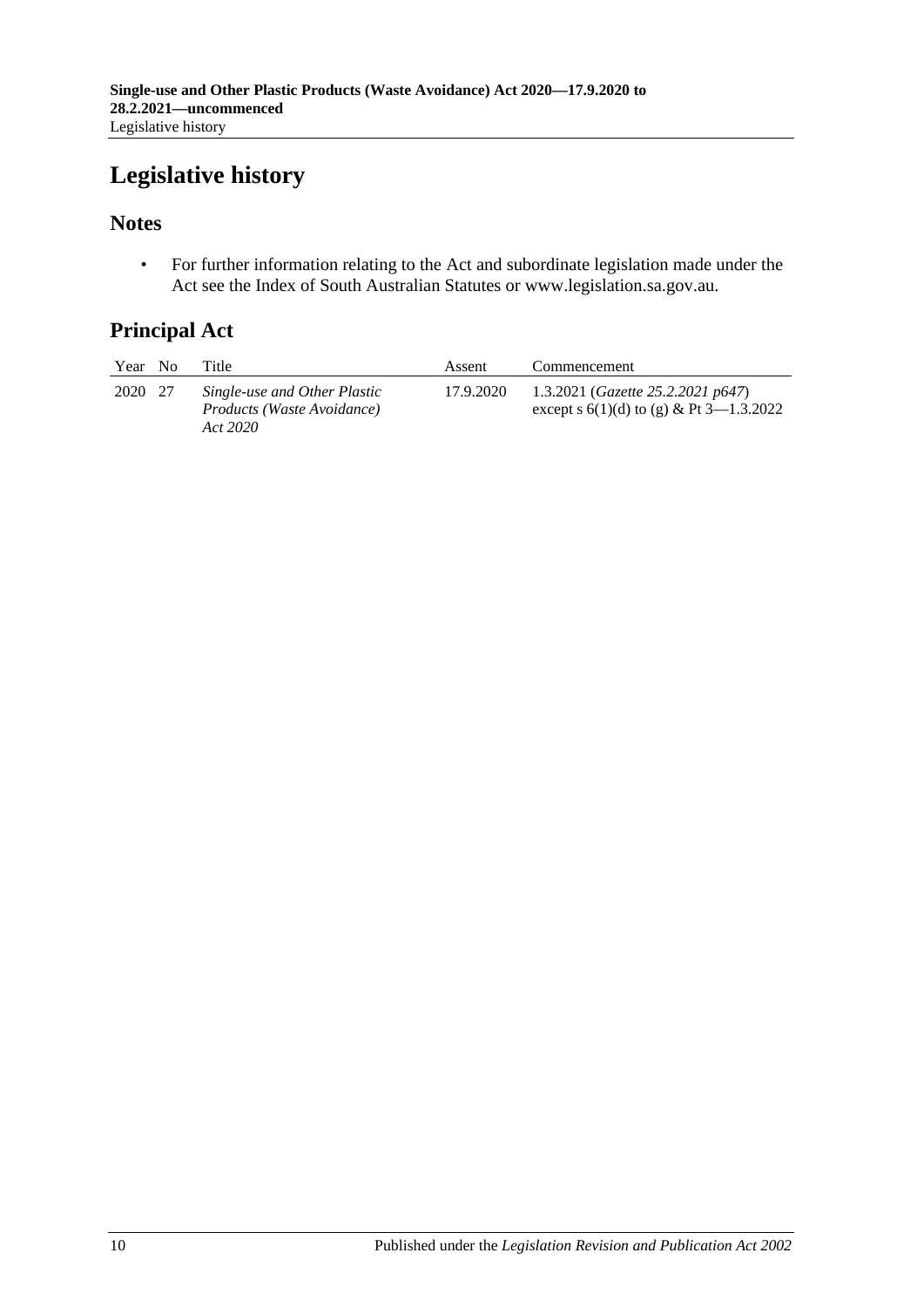# Legislative history

## Notes

- For further information relating to the Act and subordinate legislation made under the Act see the Index of South Australian Statutes or www.legislation.sa.gov.au.

## Principal Act

| Year | No | Title | Assent | Commencement |
|---|---|---|---|---|
| 2020 | 27 | *Single-use and Other Plastic Products (Waste Avoidance) Act 2020* | 17.9.2020 | 1.3.2021 (*Gazette 25.2.2021 p647*) except s 6(1)(d) to (g) & Pt 3—1.3.2022 |